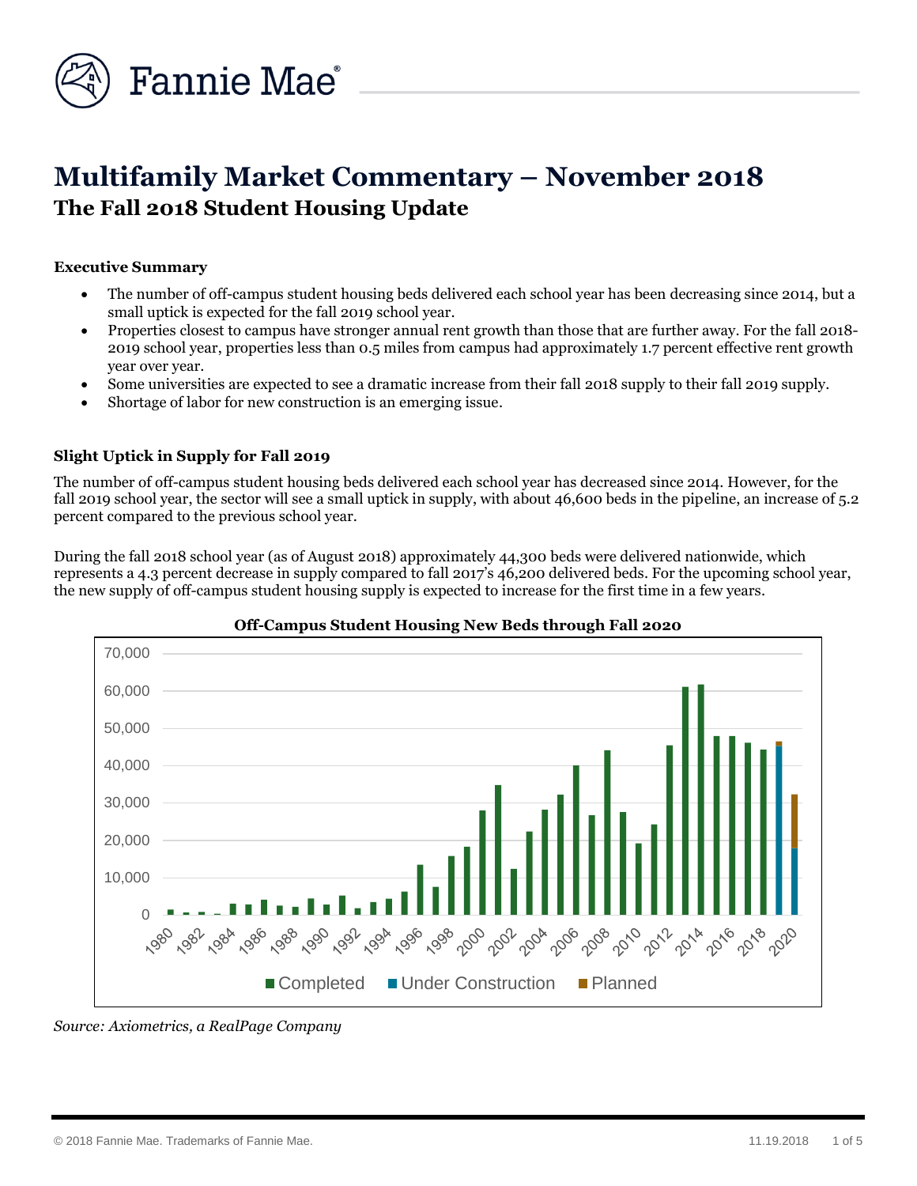# Multifamily Market Commentary – November 2018

## The Fall 2018 Student Housing Update

**Executive Summary**

- The number of off-campus student housing beds delivered each school year has been decreasing since 2014, but a small uptick is expected for the fall 2019 school year.
- Properties closest to campus have stronger annual rent growth than those that are further away. For the fall 2018-2019 school year, properties less than 0.5 miles from campus had approximately 1.7 percent effective rent growth year over year.
- Some universities are expected to see a dramatic increase from their fall 2018 supply to their fall 2019 supply.
- Shortage of labor for new construction is an emerging issue.

**Slight Uptick in Supply for Fall 2019**

The number of off-campus student housing beds delivered each school year has decreased since 2014. However, for the fall 2019 school year, the sector will see a small uptick in supply, with about 46,600 beds in the pipeline, an increase of 5.2 percent compared to the previous school year.

During the fall 2018 school year (as of August 2018) approximately 44,300 beds were delivered nationwide, which represents a 4.3 percent decrease in supply compared to fall 2017's 46,200 delivered beds. For the upcoming school year, the new supply of off-campus student housing supply is expected to increase for the first time in a few years.

**Off-Campus Student Housing New Beds through Fall 2020**

*Source: Axiometrics, a RealPage Company*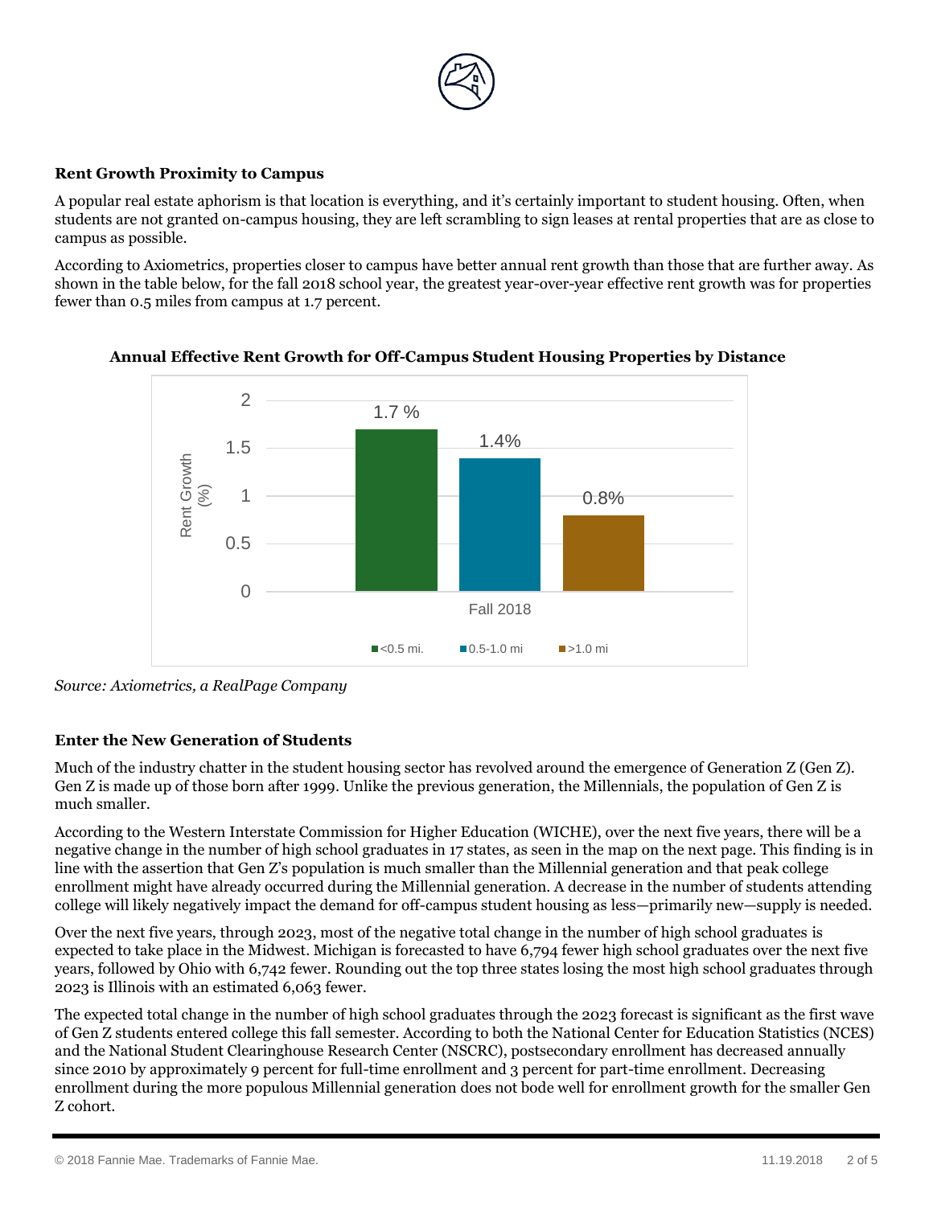### Rent Growth Proximity to Campus

A popular real estate aphorism is that location is everything, and it's certainly important to student housing. Often, when students are not granted on-campus housing, they are left scrambling to sign leases at rental properties that are as close to campus as possible.

According to Axiometrics, properties closer to campus have better annual rent growth than those that are further away. As shown in the table below, for the fall 2018 school year, the greatest year-over-year effective rent growth was for properties fewer than 0.5 miles from campus at 1.7 percent.

**Annual Effective Rent Growth for Off-Campus Student Housing Properties by Distance**

| | <0.5 mi. | 0.5-1.0 mi | >1.0 mi |
|---|---|---|---|
| Fall 2018 | 1.7 % | 1.4% | 0.8% |

*Source: Axiometrics, a RealPage Company*

### Enter the New Generation of Students

Much of the industry chatter in the student housing sector has revolved around the emergence of Generation Z (Gen Z). Gen Z is made up of those born after 1999. Unlike the previous generation, the Millennials, the population of Gen Z is much smaller.

According to the Western Interstate Commission for Higher Education (WICHE), over the next five years, there will be a negative change in the number of high school graduates in 17 states, as seen in the map on the next page. This finding is in line with the assertion that Gen Z's population is much smaller than the Millennial generation and that peak college enrollment might have already occurred during the Millennial generation. A decrease in the number of students attending college will likely negatively impact the demand for off-campus student housing as less—primarily new—supply is needed.

Over the next five years, through 2023, most of the negative total change in the number of high school graduates is expected to take place in the Midwest. Michigan is forecasted to have 6,794 fewer high school graduates over the next five years, followed by Ohio with 6,742 fewer. Rounding out the top three states losing the most high school graduates through 2023 is Illinois with an estimated 6,063 fewer.

The expected total change in the number of high school graduates through the 2023 forecast is significant as the first wave of Gen Z students entered college this fall semester. According to both the National Center for Education Statistics (NCES) and the National Student Clearinghouse Research Center (NSCRC), postsecondary enrollment has decreased annually since 2010 by approximately 9 percent for full-time enrollment and 3 percent for part-time enrollment. Decreasing enrollment during the more populous Millennial generation does not bode well for enrollment growth for the smaller Gen Z cohort.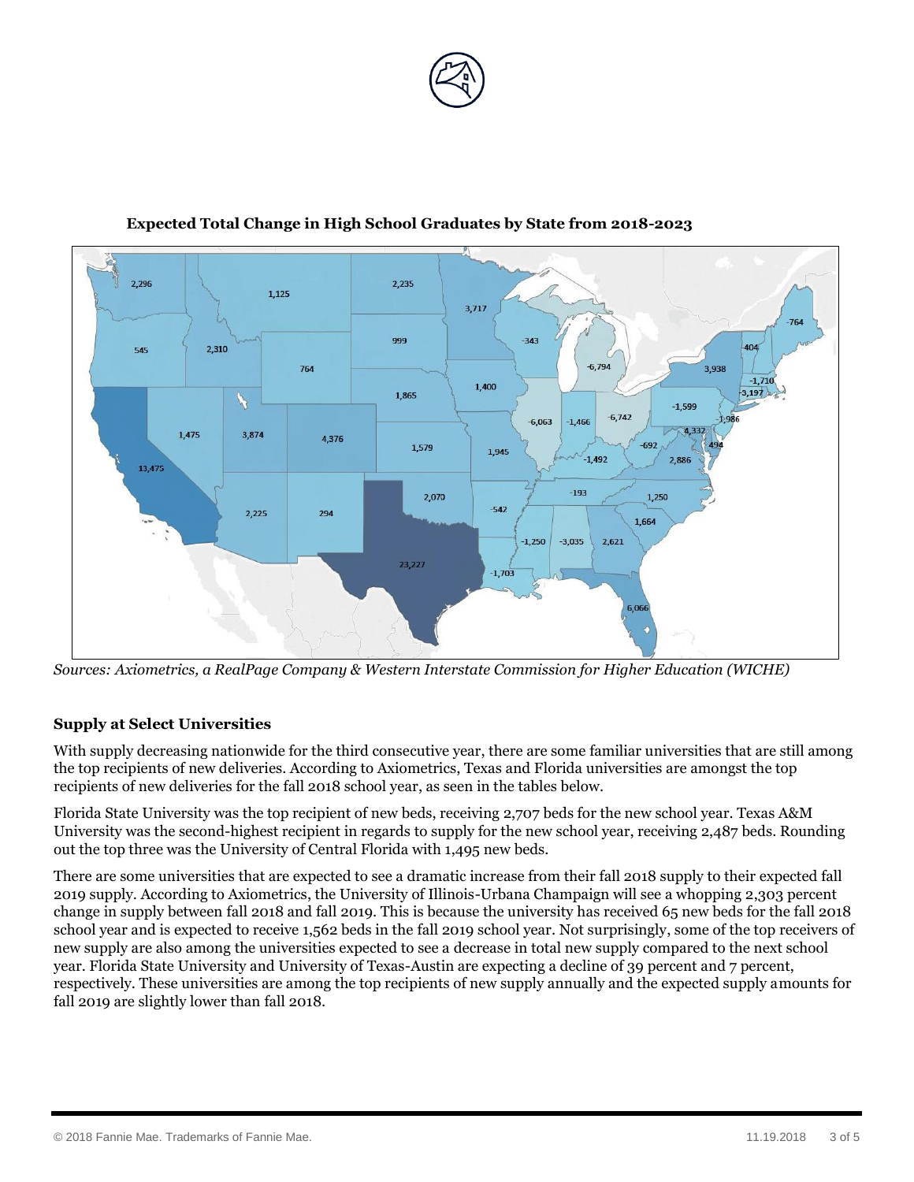**Expected Total Change in High School Graduates by State from 2018-2023**

*Sources: Axiometrics, a RealPage Company & Western Interstate Commission for Higher Education (WICHE)*

### Supply at Select Universities

With supply decreasing nationwide for the third consecutive year, there are some familiar universities that are still among the top recipients of new deliveries. According to Axiometrics, Texas and Florida universities are amongst the top recipients of new deliveries for the fall 2018 school year, as seen in the tables below.

Florida State University was the top recipient of new beds, receiving 2,707 beds for the new school year. Texas A&M University was the second-highest recipient in regards to supply for the new school year, receiving 2,487 beds. Rounding out the top three was the University of Central Florida with 1,495 new beds.

There are some universities that are expected to see a dramatic increase from their fall 2018 supply to their expected fall 2019 supply. According to Axiometrics, the University of Illinois-Urbana Champaign will see a whopping 2,303 percent change in supply between fall 2018 and fall 2019. This is because the university has received 65 new beds for the fall 2018 school year and is expected to receive 1,562 beds in the fall 2019 school year. Not surprisingly, some of the top receivers of new supply are also among the universities expected to see a decrease in total new supply compared to the next school year. Florida State University and University of Texas-Austin are expecting a decline of 39 percent and 7 percent, respectively. These universities are among the top recipients of new supply annually and the expected supply amounts for fall 2019 are slightly lower than fall 2018.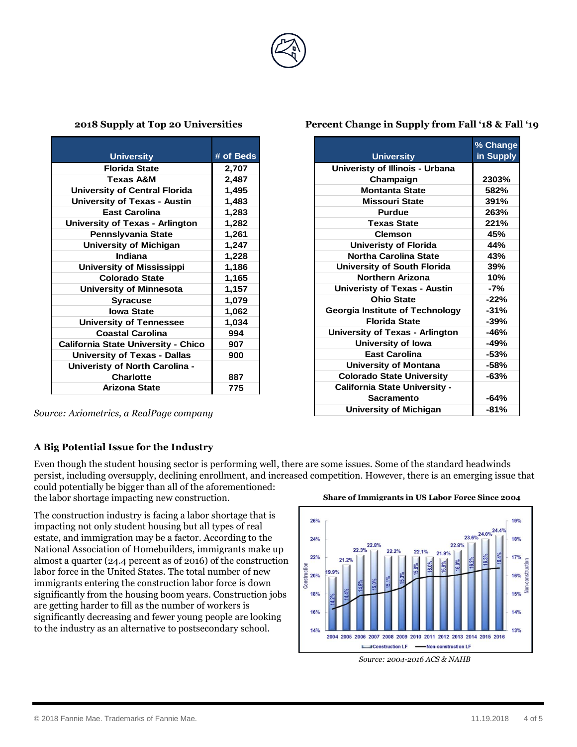**2018 Supply at Top 20 Universities**

| University | # of Beds |
|---|---|
| Florida State | 2,707 |
| Texas A&M | 2,487 |
| University of Central Florida | 1,495 |
| University of Texas - Austin | 1,483 |
| East Carolina | 1,283 |
| University of Texas - Arlington | 1,282 |
| Pennslyvania State | 1,261 |
| University of Michigan | 1,247 |
| Indiana | 1,228 |
| University of Mississippi | 1,186 |
| Colorado State | 1,165 |
| University of Minnesota | 1,157 |
| Syracuse | 1,079 |
| Iowa State | 1,062 |
| University of Tennessee | 1,034 |
| Coastal Carolina | 994 |
| California State University - Chico | 907 |
| University of Texas - Dallas | 900 |
| Univeristy of North Carolina - Charlotte | 887 |
| Arizona State | 775 |

*Source: Axiometrics, a RealPage company*

**Percent Change in Supply from Fall '18 & Fall '19**

| University | % Change in Supply |
|---|---|
| Univeristy of Illinois - Urbana Champaign | 2303% |
| Montanta State | 582% |
| Missouri State | 391% |
| Purdue | 263% |
| Texas State | 221% |
| Clemson | 45% |
| Univeristy of Florida | 44% |
| Northa Carolina State | 43% |
| University of South Florida | 39% |
| Northern Arizona | 10% |
| Univeristy of Texas - Austin | -7% |
| Ohio State | -22% |
| Georgia Institute of Technology | -31% |
| Florida State | -39% |
| University of Texas - Arlington | -46% |
| University of Iowa | -49% |
| East Carolina | -53% |
| University of Montana | -58% |
| Colorado State University | -63% |
| California State University - Sacramento | -64% |
| University of Michigan | -81% |

### A Big Potential Issue for the Industry

Even though the student housing sector is performing well, there are some issues. Some of the standard headwinds persist, including oversupply, declining enrollment, and increased competition. However, there is an emerging issue that could potentially be bigger than all of the aforementioned: the labor shortage impacting new construction.

The construction industry is facing a labor shortage that is impacting not only student housing but all types of real estate, and immigration may be a factor. According to the National Association of Homebuilders, immigrants make up almost a quarter (24.4 percent as of 2016) of the construction labor force in the United States. The total number of new immigrants entering the construction labor force is down significantly from the housing boom years. Construction jobs are getting harder to fill as the number of workers is significantly decreasing and fewer young people are looking to the industry as an alternative to postsecondary school.

**Share of Immigrants in US Labor Force Since 2004**

| Year | Construction LF | Non-construction LF |
|---|---|---|
| 2004 | 19.9% | 14.2% |
| 2005 | 21.2% | 14.4% |
| 2006 | 22.3% | 14.9% |
| 2007 | 22.8% | 15.0% |
| 2008 | 22.2% | 15.1% |
| 2009 | 22.2% | 15.3% |
| 2010 | 22.1% | 15.8% |
| 2011 | 21.9% | 16.0% |
| 2012 | 22.8% | 15.9% |
| 2013 | 23.6% | 16.0% |
| 2014 | 24.0% | 16.2% |
| 2015 | 24.4% | 16.3% |
| 2016 | | 16.4% |

*Source: 2004-2016 ACS & NAHB*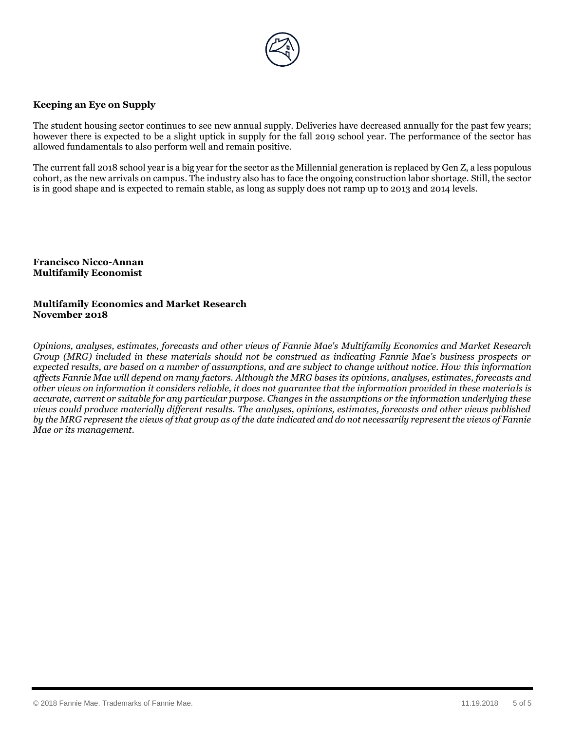**Keeping an Eye on Supply**

The student housing sector continues to see new annual supply. Deliveries have decreased annually for the past few years; however there is expected to be a slight uptick in supply for the fall 2019 school year. The performance of the sector has allowed fundamentals to also perform well and remain positive.

The current fall 2018 school year is a big year for the sector as the Millennial generation is replaced by Gen Z, a less populous cohort, as the new arrivals on campus. The industry also has to face the ongoing construction labor shortage. Still, the sector is in good shape and is expected to remain stable, as long as supply does not ramp up to 2013 and 2014 levels.

**Francisco Nicco-Annan**
**Multifamily Economist**

**Multifamily Economics and Market Research**
**November 2018**

*Opinions, analyses, estimates, forecasts and other views of Fannie Mae's Multifamily Economics and Market Research Group (MRG) included in these materials should not be construed as indicating Fannie Mae's business prospects or expected results, are based on a number of assumptions, and are subject to change without notice. How this information affects Fannie Mae will depend on many factors. Although the MRG bases its opinions, analyses, estimates, forecasts and other views on information it considers reliable, it does not guarantee that the information provided in these materials is accurate, current or suitable for any particular purpose. Changes in the assumptions or the information underlying these views could produce materially different results. The analyses, opinions, estimates, forecasts and other views published by the MRG represent the views of that group as of the date indicated and do not necessarily represent the views of Fannie Mae or its management.*

© 2018 Fannie Mae. Trademarks of Fannie Mae.